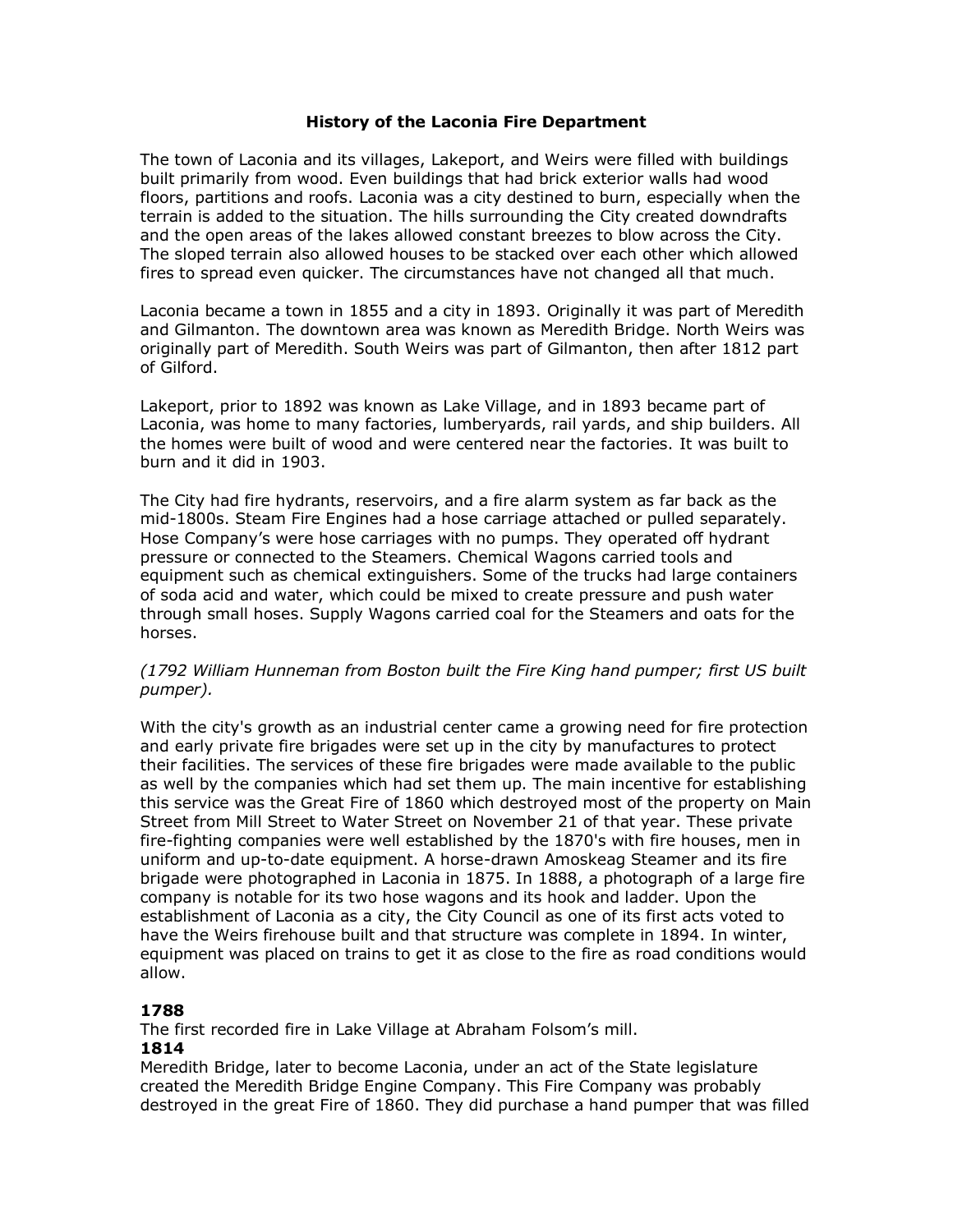# History of the Laconia Fire Department

The town of Laconia and its villages, Lakeport, and Weirs were filled with buildings built primarily from wood. Even buildings that had brick exterior walls had wood floors, partitions and roofs. Laconia was a city destined to burn, especially when the terrain is added to the situation. The hills surrounding the City created downdrafts and the open areas of the lakes allowed constant breezes to blow across the City. The sloped terrain also allowed houses to be stacked over each other which allowed fires to spread even quicker. The circumstances have not changed all that much.

Laconia became a town in 1855 and a city in 1893. Originally it was part of Meredith and Gilmanton. The downtown area was known as Meredith Bridge. North Weirs was originally part of Meredith. South Weirs was part of Gilmanton, then after 1812 part of Gilford.

Lakeport, prior to 1892 was known as Lake Village, and in 1893 became part of Laconia, was home to many factories, lumberyards, rail yards, and ship builders. All the homes were built of wood and were centered near the factories. It was built to burn and it did in 1903.

The City had fire hydrants, reservoirs, and a fire alarm system as far back as the mid-1800s. Steam Fire Engines had a hose carriage attached or pulled separately. Hose Company's were hose carriages with no pumps. They operated off hydrant pressure or connected to the Steamers. Chemical Wagons carried tools and equipment such as chemical extinguishers. Some of the trucks had large containers of soda acid and water, which could be mixed to create pressure and push water through small hoses. Supply Wagons carried coal for the Steamers and oats for the horses.

*(1792 William Hunneman from Boston built the Fire King hand pumper; first US built pumper).*

With the city's growth as an industrial center came a growing need for fire protection and early private fire brigades were set up in the city by manufactures to protect their facilities. The services of these fire brigades were made available to the public as well by the companies which had set them up. The main incentive for establishing this service was the Great Fire of 1860 which destroyed most of the property on Main Street from Mill Street to Water Street on November 21 of that year. These private fire-fighting companies were well established by the 1870's with fire houses, men in uniform and up-to-date equipment. A horse-drawn Amoskeag Steamer and its fire brigade were photographed in Laconia in 1875. In 1888, a photograph of a large fire company is notable for its two hose wagons and its hook and ladder. Upon the establishment of Laconia as a city, the City Council as one of its first acts voted to have the Weirs firehouse built and that structure was complete in 1894. In winter, equipment was placed on trains to get it as close to the fire as road conditions would allow.

**1788**
The first recorded fire in Lake Village at Abraham Folsom's mill.

**1814**
Meredith Bridge, later to become Laconia, under an act of the State legislature created the Meredith Bridge Engine Company. This Fire Company was probably destroyed in the great Fire of 1860. They did purchase a hand pumper that was filled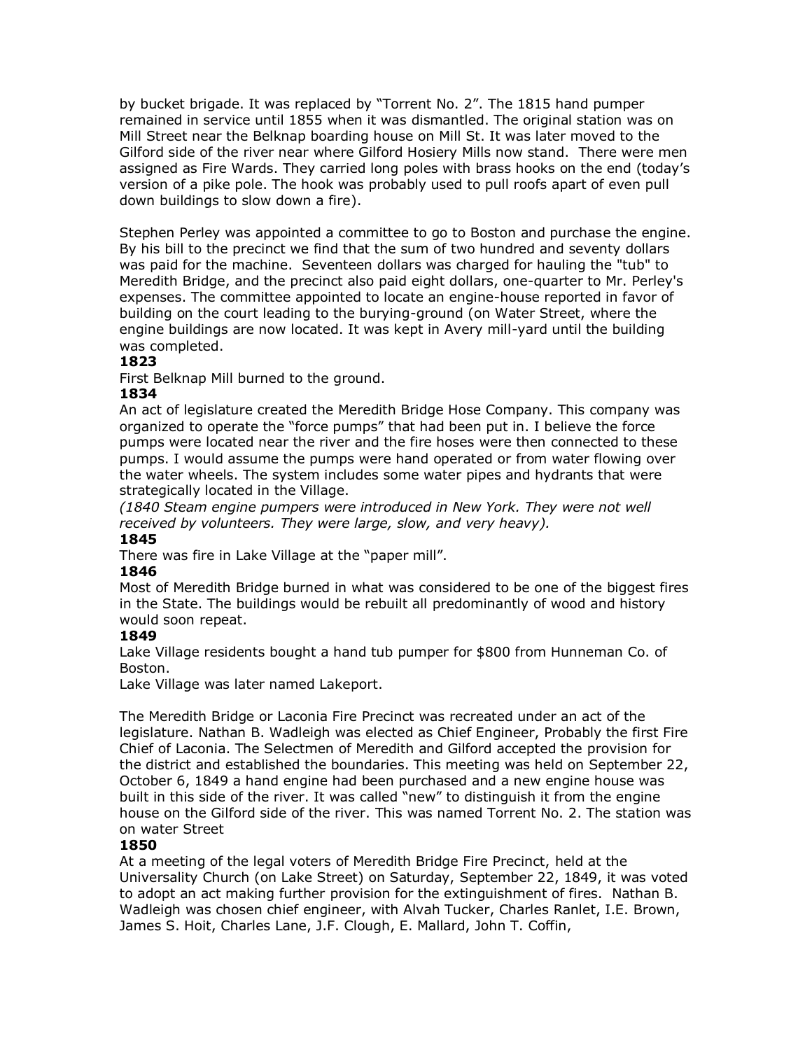by bucket brigade. It was replaced by "Torrent No. 2". The 1815 hand pumper remained in service until 1855 when it was dismantled. The original station was on Mill Street near the Belknap boarding house on Mill St. It was later moved to the Gilford side of the river near where Gilford Hosiery Mills now stand. There were men assigned as Fire Wards. They carried long poles with brass hooks on the end (today's version of a pike pole. The hook was probably used to pull roofs apart of even pull down buildings to slow down a fire).

Stephen Perley was appointed a committee to go to Boston and purchase the engine. By his bill to the precinct we find that the sum of two hundred and seventy dollars was paid for the machine. Seventeen dollars was charged for hauling the "tub" to Meredith Bridge, and the precinct also paid eight dollars, one-quarter to Mr. Perley's expenses. The committee appointed to locate an engine-house reported in favor of building on the court leading to the burying-ground (on Water Street, where the engine buildings are now located. It was kept in Avery mill-yard until the building was completed.

**1823**

First Belknap Mill burned to the ground.

**1834**

An act of legislature created the Meredith Bridge Hose Company. This company was organized to operate the "force pumps" that had been put in. I believe the force pumps were located near the river and the fire hoses were then connected to these pumps. I would assume the pumps were hand operated or from water flowing over the water wheels. The system includes some water pipes and hydrants that were strategically located in the Village.

*(1840 Steam engine pumpers were introduced in New York. They were not well received by volunteers. They were large, slow, and very heavy).*

**1845**

There was fire in Lake Village at the "paper mill".

**1846**

Most of Meredith Bridge burned in what was considered to be one of the biggest fires in the State. The buildings would be rebuilt all predominantly of wood and history would soon repeat.

**1849**

Lake Village residents bought a hand tub pumper for $800 from Hunneman Co. of Boston.

Lake Village was later named Lakeport.

The Meredith Bridge or Laconia Fire Precinct was recreated under an act of the legislature. Nathan B. Wadleigh was elected as Chief Engineer, Probably the first Fire Chief of Laconia. The Selectmen of Meredith and Gilford accepted the provision for the district and established the boundaries. This meeting was held on September 22, October 6, 1849 a hand engine had been purchased and a new engine house was built in this side of the river. It was called "new" to distinguish it from the engine house on the Gilford side of the river. This was named Torrent No. 2. The station was on water Street

**1850**

At a meeting of the legal voters of Meredith Bridge Fire Precinct, held at the Universality Church (on Lake Street) on Saturday, September 22, 1849, it was voted to adopt an act making further provision for the extinguishment of fires. Nathan B. Wadleigh was chosen chief engineer, with Alvah Tucker, Charles Ranlet, I.E. Brown, James S. Hoit, Charles Lane, J.F. Clough, E. Mallard, John T. Coffin,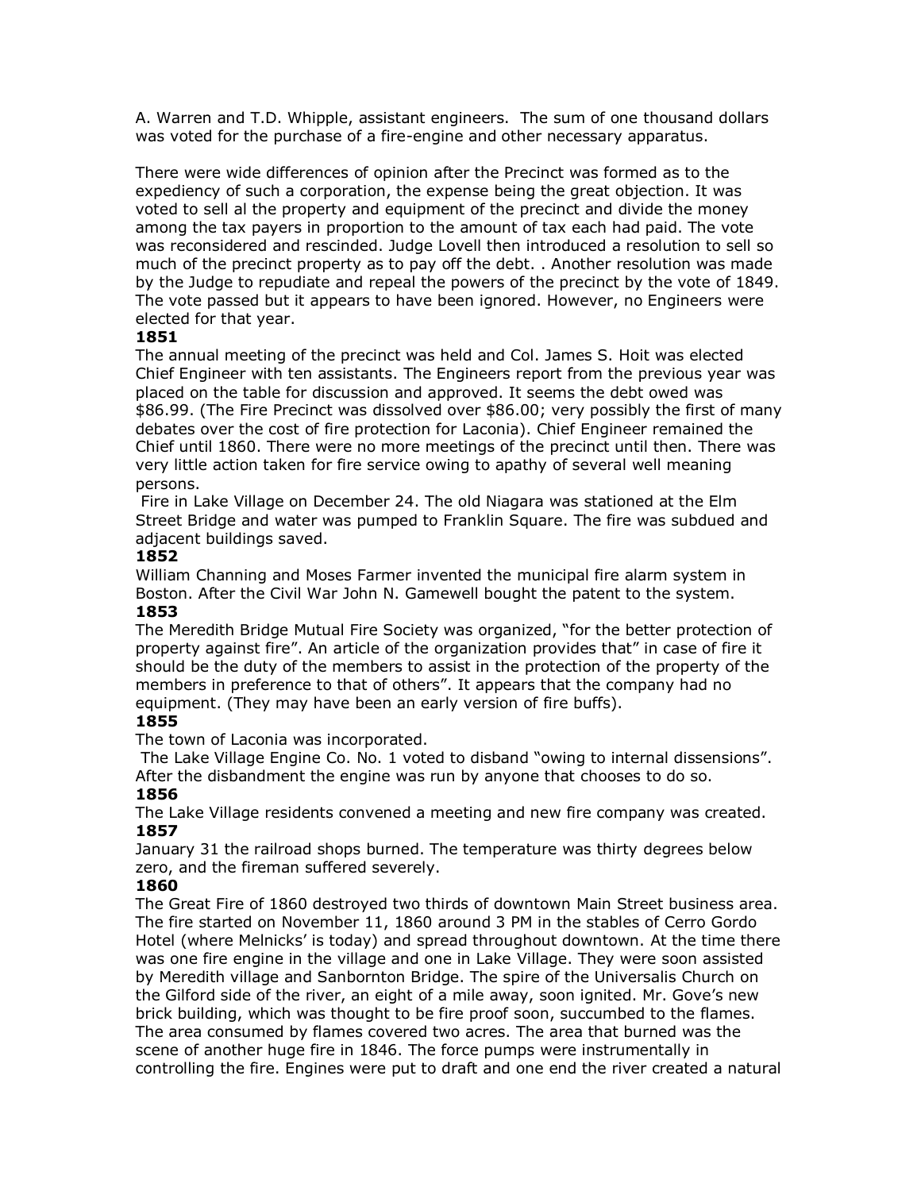A. Warren and T.D. Whipple, assistant engineers. The sum of one thousand dollars was voted for the purchase of a fire-engine and other necessary apparatus.

There were wide differences of opinion after the Precinct was formed as to the expediency of such a corporation, the expense being the great objection. It was voted to sell al the property and equipment of the precinct and divide the money among the tax payers in proportion to the amount of tax each had paid. The vote was reconsidered and rescinded. Judge Lovell then introduced a resolution to sell so much of the precinct property as to pay off the debt. . Another resolution was made by the Judge to repudiate and repeal the powers of the precinct by the vote of 1849. The vote passed but it appears to have been ignored. However, no Engineers were elected for that year.

**1851**

The annual meeting of the precinct was held and Col. James S. Hoit was elected Chief Engineer with ten assistants. The Engineers report from the previous year was placed on the table for discussion and approved. It seems the debt owed was $86.99. (The Fire Precinct was dissolved over $86.00; very possibly the first of many debates over the cost of fire protection for Laconia). Chief Engineer remained the Chief until 1860. There were no more meetings of the precinct until then. There was very little action taken for fire service owing to apathy of several well meaning persons.

Fire in Lake Village on December 24. The old Niagara was stationed at the Elm Street Bridge and water was pumped to Franklin Square. The fire was subdued and adjacent buildings saved.

**1852**

William Channing and Moses Farmer invented the municipal fire alarm system in Boston. After the Civil War John N. Gamewell bought the patent to the system.

**1853**

The Meredith Bridge Mutual Fire Society was organized, "for the better protection of property against fire". An article of the organization provides that" in case of fire it should be the duty of the members to assist in the protection of the property of the members in preference to that of others". It appears that the company had no equipment. (They may have been an early version of fire buffs).

**1855**

The town of Laconia was incorporated.

The Lake Village Engine Co. No. 1 voted to disband "owing to internal dissensions". After the disbandment the engine was run by anyone that chooses to do so.

**1856**

The Lake Village residents convened a meeting and new fire company was created.

**1857**

January 31 the railroad shops burned. The temperature was thirty degrees below zero, and the fireman suffered severely.

**1860**

The Great Fire of 1860 destroyed two thirds of downtown Main Street business area. The fire started on November 11, 1860 around 3 PM in the stables of Cerro Gordo Hotel (where Melnicks' is today) and spread throughout downtown. At the time there was one fire engine in the village and one in Lake Village. They were soon assisted by Meredith village and Sanbornton Bridge. The spire of the Universalis Church on the Gilford side of the river, an eight of a mile away, soon ignited. Mr. Gove's new brick building, which was thought to be fire proof soon, succumbed to the flames. The area consumed by flames covered two acres. The area that burned was the scene of another huge fire in 1846. The force pumps were instrumentally in controlling the fire. Engines were put to draft and one end the river created a natural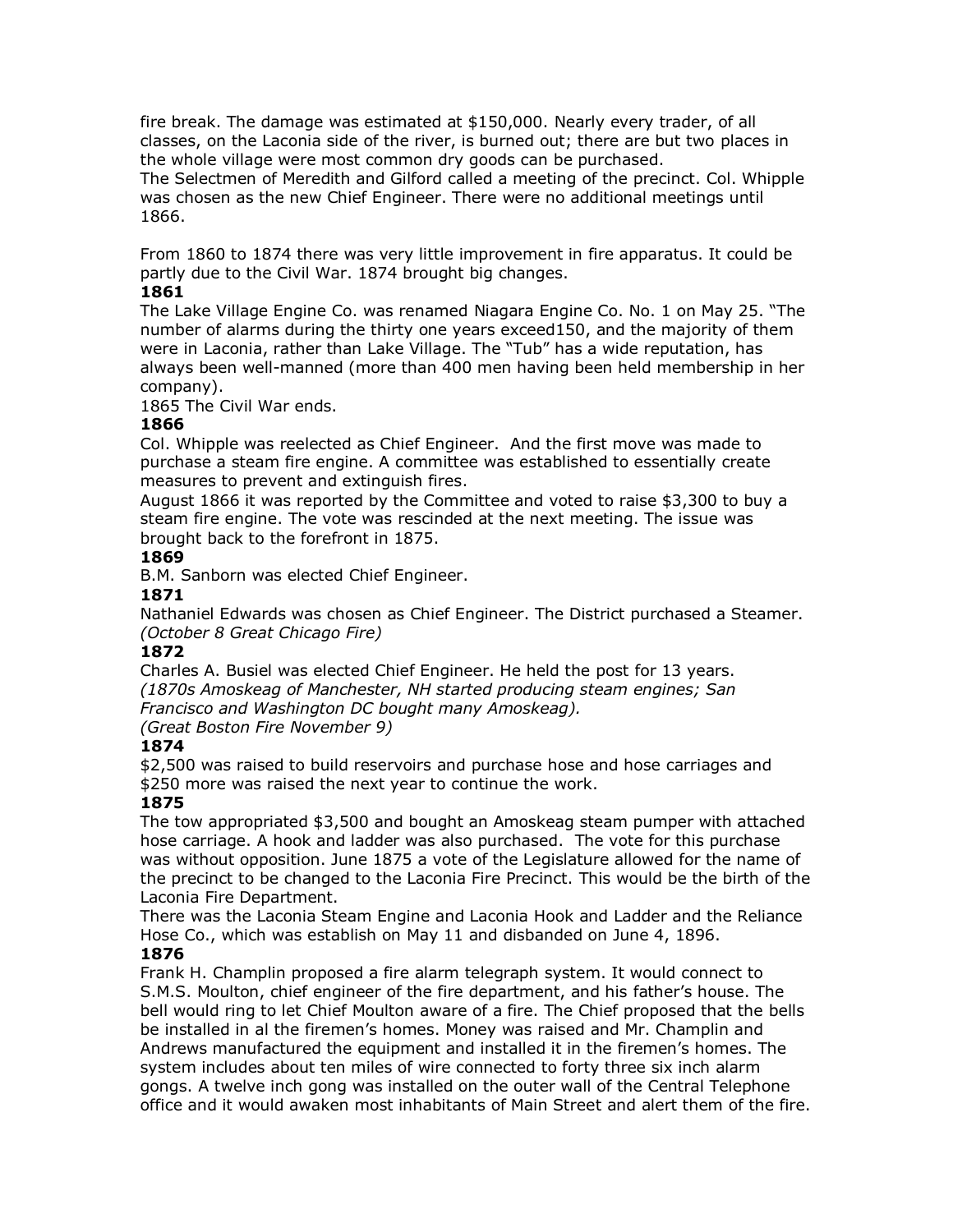fire break. The damage was estimated at $150,000. Nearly every trader, of all classes, on the Laconia side of the river, is burned out; there are but two places in the whole village were most common dry goods can be purchased.
The Selectmen of Meredith and Gilford called a meeting of the precinct. Col. Whipple was chosen as the new Chief Engineer. There were no additional meetings until 1866.

From 1860 to 1874 there was very little improvement in fire apparatus. It could be partly due to the Civil War. 1874 brought big changes.

**1861**

The Lake Village Engine Co. was renamed Niagara Engine Co. No. 1 on May 25. "The number of alarms during the thirty one years exceed150, and the majority of them were in Laconia, rather than Lake Village. The "Tub" has a wide reputation, has always been well-manned (more than 400 men having been held membership in her company).
1865 The Civil War ends.

**1866**

Col. Whipple was reelected as Chief Engineer. And the first move was made to purchase a steam fire engine. A committee was established to essentially create measures to prevent and extinguish fires.
August 1866 it was reported by the Committee and voted to raise $3,300 to buy a steam fire engine. The vote was rescinded at the next meeting. The issue was brought back to the forefront in 1875.

**1869**

B.M. Sanborn was elected Chief Engineer.

**1871**

Nathaniel Edwards was chosen as Chief Engineer. The District purchased a Steamer.
*(October 8 Great Chicago Fire)*

**1872**

Charles A. Busiel was elected Chief Engineer. He held the post for 13 years.
*(1870s Amoskeag of Manchester, NH started producing steam engines; San Francisco and Washington DC bought many Amoskeag).*
*(Great Boston Fire November 9)*

**1874**

$2,500 was raised to build reservoirs and purchase hose and hose carriages and $250 more was raised the next year to continue the work.

**1875**

The tow appropriated $3,500 and bought an Amoskeag steam pumper with attached hose carriage. A hook and ladder was also purchased. The vote for this purchase was without opposition. June 1875 a vote of the Legislature allowed for the name of the precinct to be changed to the Laconia Fire Precinct. This would be the birth of the Laconia Fire Department.
There was the Laconia Steam Engine and Laconia Hook and Ladder and the Reliance Hose Co., which was establish on May 11 and disbanded on June 4, 1896.

**1876**

Frank H. Champlin proposed a fire alarm telegraph system. It would connect to S.M.S. Moulton, chief engineer of the fire department, and his father's house. The bell would ring to let Chief Moulton aware of a fire. The Chief proposed that the bells be installed in al the firemen's homes. Money was raised and Mr. Champlin and Andrews manufactured the equipment and installed it in the firemen's homes. The system includes about ten miles of wire connected to forty three six inch alarm gongs. A twelve inch gong was installed on the outer wall of the Central Telephone office and it would awaken most inhabitants of Main Street and alert them of the fire.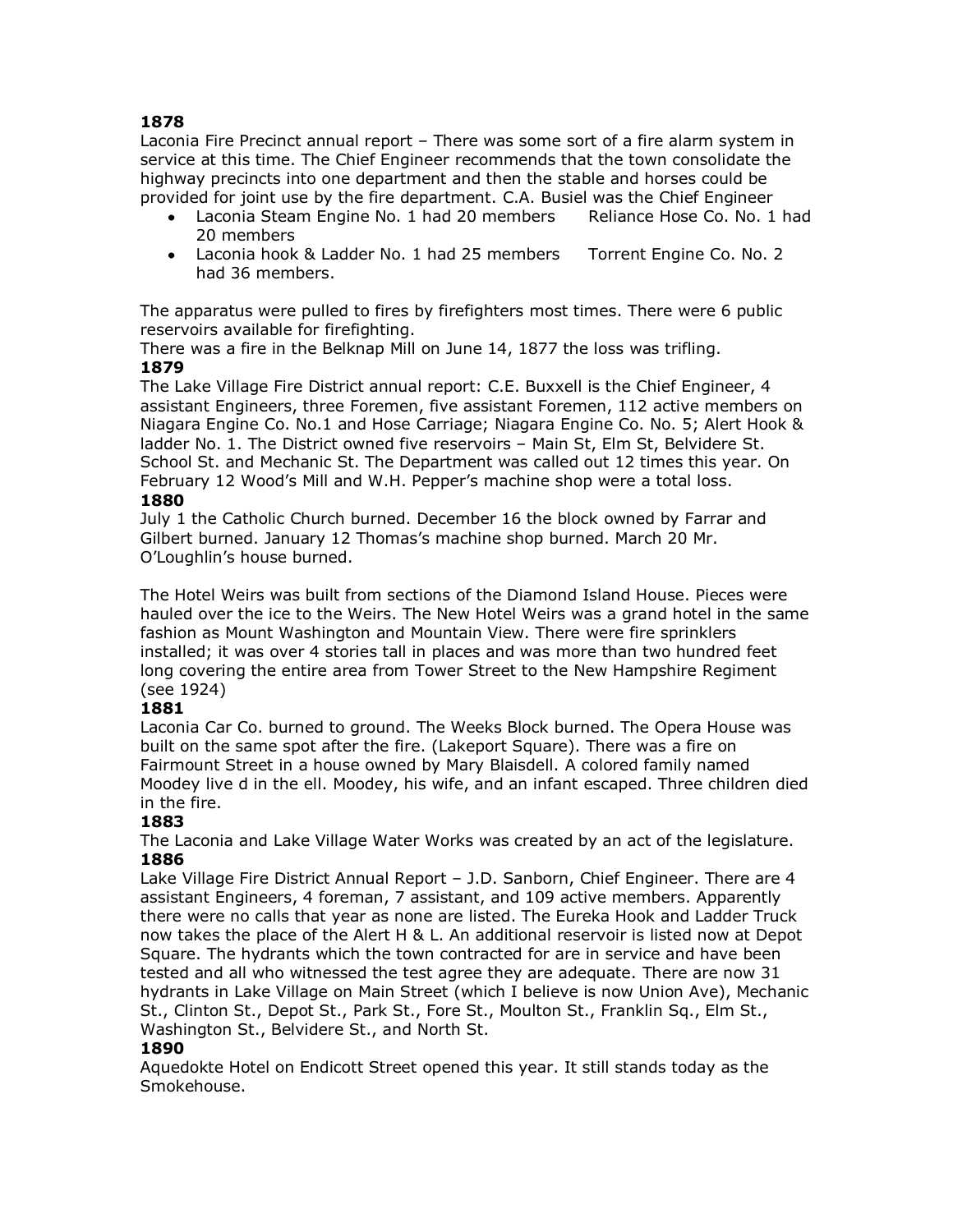**1878**

Laconia Fire Precinct annual report – There was some sort of a fire alarm system in service at this time. The Chief Engineer recommends that the town consolidate the highway precincts into one department and then the stable and horses could be provided for joint use by the fire department. C.A. Busiel was the Chief Engineer

- Laconia Steam Engine No. 1 had 20 members     Reliance Hose Co. No. 1 had 20 members
- Laconia hook & Ladder No. 1 had 25 members     Torrent Engine Co. No. 2 had 36 members.

The apparatus were pulled to fires by firefighters most times. There were 6 public reservoirs available for firefighting.

There was a fire in the Belknap Mill on June 14, 1877 the loss was trifling.

**1879**

The Lake Village Fire District annual report: C.E. Buxxell is the Chief Engineer, 4 assistant Engineers, three Foremen, five assistant Foremen, 112 active members on Niagara Engine Co. No.1 and Hose Carriage; Niagara Engine Co. No. 5; Alert Hook & ladder No. 1. The District owned five reservoirs – Main St, Elm St, Belvidere St. School St. and Mechanic St. The Department was called out 12 times this year. On February 12 Wood's Mill and W.H. Pepper's machine shop were a total loss.

**1880**

July 1 the Catholic Church burned. December 16 the block owned by Farrar and Gilbert burned. January 12 Thomas's machine shop burned. March 20 Mr. O'Loughlin's house burned.

The Hotel Weirs was built from sections of the Diamond Island House. Pieces were hauled over the ice to the Weirs. The New Hotel Weirs was a grand hotel in the same fashion as Mount Washington and Mountain View. There were fire sprinklers installed; it was over 4 stories tall in places and was more than two hundred feet long covering the entire area from Tower Street to the New Hampshire Regiment (see 1924)

**1881**

Laconia Car Co. burned to ground. The Weeks Block burned. The Opera House was built on the same spot after the fire. (Lakeport Square). There was a fire on Fairmount Street in a house owned by Mary Blaisdell. A colored family named Moodey live d in the ell. Moodey, his wife, and an infant escaped. Three children died in the fire.

**1883**

The Laconia and Lake Village Water Works was created by an act of the legislature.

**1886**

Lake Village Fire District Annual Report – J.D. Sanborn, Chief Engineer. There are 4 assistant Engineers, 4 foreman, 7 assistant, and 109 active members. Apparently there were no calls that year as none are listed. The Eureka Hook and Ladder Truck now takes the place of the Alert H & L. An additional reservoir is listed now at Depot Square. The hydrants which the town contracted for are in service and have been tested and all who witnessed the test agree they are adequate. There are now 31 hydrants in Lake Village on Main Street (which I believe is now Union Ave), Mechanic St., Clinton St., Depot St., Park St., Fore St., Moulton St., Franklin Sq., Elm St., Washington St., Belvidere St., and North St.

**1890**

Aquedokte Hotel on Endicott Street opened this year. It still stands today as the Smokehouse.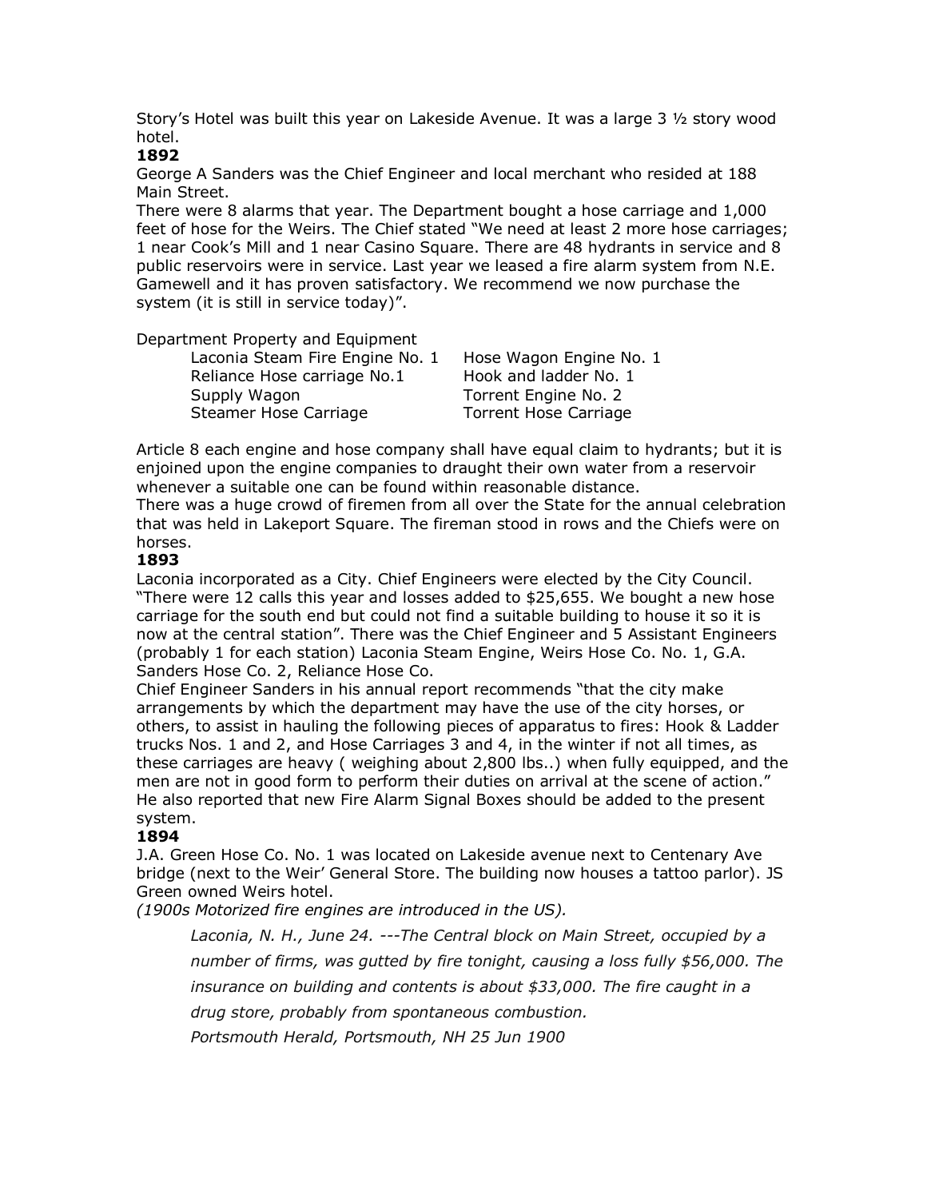Story's Hotel was built this year on Lakeside Avenue. It was a large 3 ½ story wood hotel.

**1892**

George A Sanders was the Chief Engineer and local merchant who resided at 188 Main Street.

There were 8 alarms that year. The Department bought a hose carriage and 1,000 feet of hose for the Weirs. The Chief stated "We need at least 2 more hose carriages; 1 near Cook's Mill and 1 near Casino Square. There are 48 hydrants in service and 8 public reservoirs were in service. Last year we leased a fire alarm system from N.E. Gamewell and it has proven satisfactory. We recommend we now purchase the system (it is still in service today)".

Department Property and Equipment

| | |
|---|---|
| Laconia Steam Fire Engine No. 1 | Hose Wagon Engine No. 1 |
| Reliance Hose carriage No.1 | Hook and ladder No. 1 |
| Supply Wagon | Torrent Engine No. 2 |
| Steamer Hose Carriage | Torrent Hose Carriage |

Article 8 each engine and hose company shall have equal claim to hydrants; but it is enjoined upon the engine companies to draught their own water from a reservoir whenever a suitable one can be found within reasonable distance.

There was a huge crowd of firemen from all over the State for the annual celebration that was held in Lakeport Square. The fireman stood in rows and the Chiefs were on horses.

**1893**

Laconia incorporated as a City. Chief Engineers were elected by the City Council. "There were 12 calls this year and losses added to $25,655. We bought a new hose carriage for the south end but could not find a suitable building to house it so it is now at the central station". There was the Chief Engineer and 5 Assistant Engineers (probably 1 for each station) Laconia Steam Engine, Weirs Hose Co. No. 1, G.A. Sanders Hose Co. 2, Reliance Hose Co.

Chief Engineer Sanders in his annual report recommends "that the city make arrangements by which the department may have the use of the city horses, or others, to assist in hauling the following pieces of apparatus to fires: Hook & Ladder trucks Nos. 1 and 2, and Hose Carriages 3 and 4, in the winter if not all times, as these carriages are heavy ( weighing about 2,800 lbs..) when fully equipped, and the men are not in good form to perform their duties on arrival at the scene of action." He also reported that new Fire Alarm Signal Boxes should be added to the present system.

**1894**

J.A. Green Hose Co. No. 1 was located on Lakeside avenue next to Centenary Ave bridge (next to the Weir' General Store. The building now houses a tattoo parlor). JS Green owned Weirs hotel.

*(1900s Motorized fire engines are introduced in the US).*

> *Laconia, N. H., June 24. ---The Central block on Main Street, occupied by a number of firms, was gutted by fire tonight, causing a loss fully $56,000. The insurance on building and contents is about $33,000. The fire caught in a drug store, probably from spontaneous combustion.*
>
> *Portsmouth Herald, Portsmouth, NH 25 Jun 1900*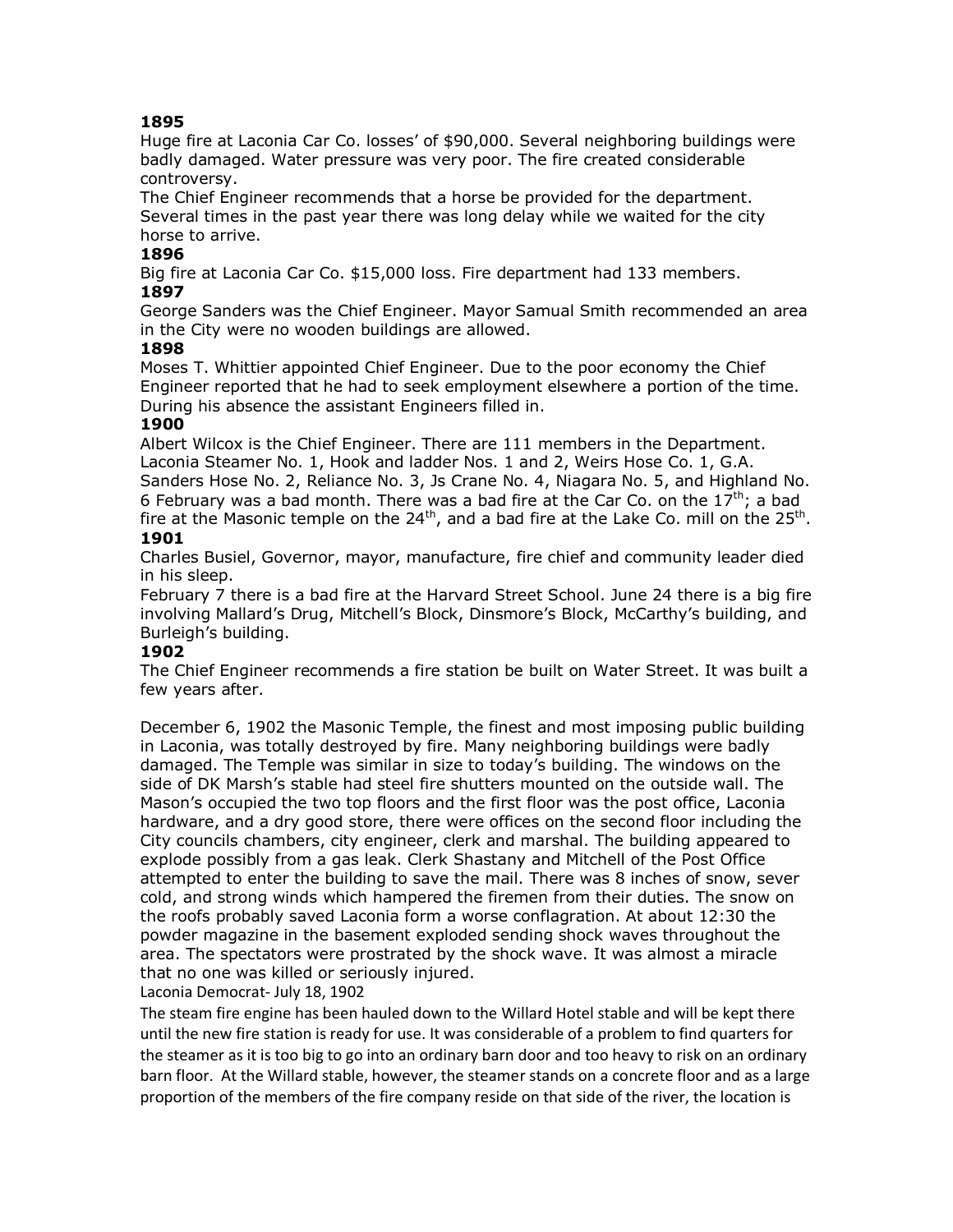**1895**

Huge fire at Laconia Car Co. losses' of $90,000. Several neighboring buildings were badly damaged. Water pressure was very poor. The fire created considerable controversy.

The Chief Engineer recommends that a horse be provided for the department. Several times in the past year there was long delay while we waited for the city horse to arrive.

**1896**

Big fire at Laconia Car Co. $15,000 loss. Fire department had 133 members.

**1897**

George Sanders was the Chief Engineer. Mayor Samual Smith recommended an area in the City were no wooden buildings are allowed.

**1898**

Moses T. Whittier appointed Chief Engineer. Due to the poor economy the Chief Engineer reported that he had to seek employment elsewhere a portion of the time. During his absence the assistant Engineers filled in.

**1900**

Albert Wilcox is the Chief Engineer. There are 111 members in the Department. Laconia Steamer No. 1, Hook and ladder Nos. 1 and 2, Weirs Hose Co. 1, G.A. Sanders Hose No. 2, Reliance No. 3, Js Crane No. 4, Niagara No. 5, and Highland No. 6 February was a bad month. There was a bad fire at the Car Co. on the 17th; a bad fire at the Masonic temple on the 24th, and a bad fire at the Lake Co. mill on the 25th.

**1901**

Charles Busiel, Governor, mayor, manufacture, fire chief and community leader died in his sleep.

February 7 there is a bad fire at the Harvard Street School. June 24 there is a big fire involving Mallard's Drug, Mitchell's Block, Dinsmore's Block, McCarthy's building, and Burleigh's building.

**1902**

The Chief Engineer recommends a fire station be built on Water Street. It was built a few years after.

December 6, 1902 the Masonic Temple, the finest and most imposing public building in Laconia, was totally destroyed by fire. Many neighboring buildings were badly damaged. The Temple was similar in size to today's building. The windows on the side of DK Marsh's stable had steel fire shutters mounted on the outside wall. The Mason's occupied the two top floors and the first floor was the post office, Laconia hardware, and a dry good store, there were offices on the second floor including the City councils chambers, city engineer, clerk and marshal. The building appeared to explode possibly from a gas leak. Clerk Shastany and Mitchell of the Post Office attempted to enter the building to save the mail. There was 8 inches of snow, sever cold, and strong winds which hampered the firemen from their duties. The snow on the roofs probably saved Laconia form a worse conflagration. At about 12:30 the powder magazine in the basement exploded sending shock waves throughout the area. The spectators were prostrated by the shock wave. It was almost a miracle that no one was killed or seriously injured.

Laconia Democrat- July 18, 1902

The steam fire engine has been hauled down to the Willard Hotel stable and will be kept there until the new fire station is ready for use. It was considerable of a problem to find quarters for the steamer as it is too big to go into an ordinary barn door and too heavy to risk on an ordinary barn floor. At the Willard stable, however, the steamer stands on a concrete floor and as a large proportion of the members of the fire company reside on that side of the river, the location is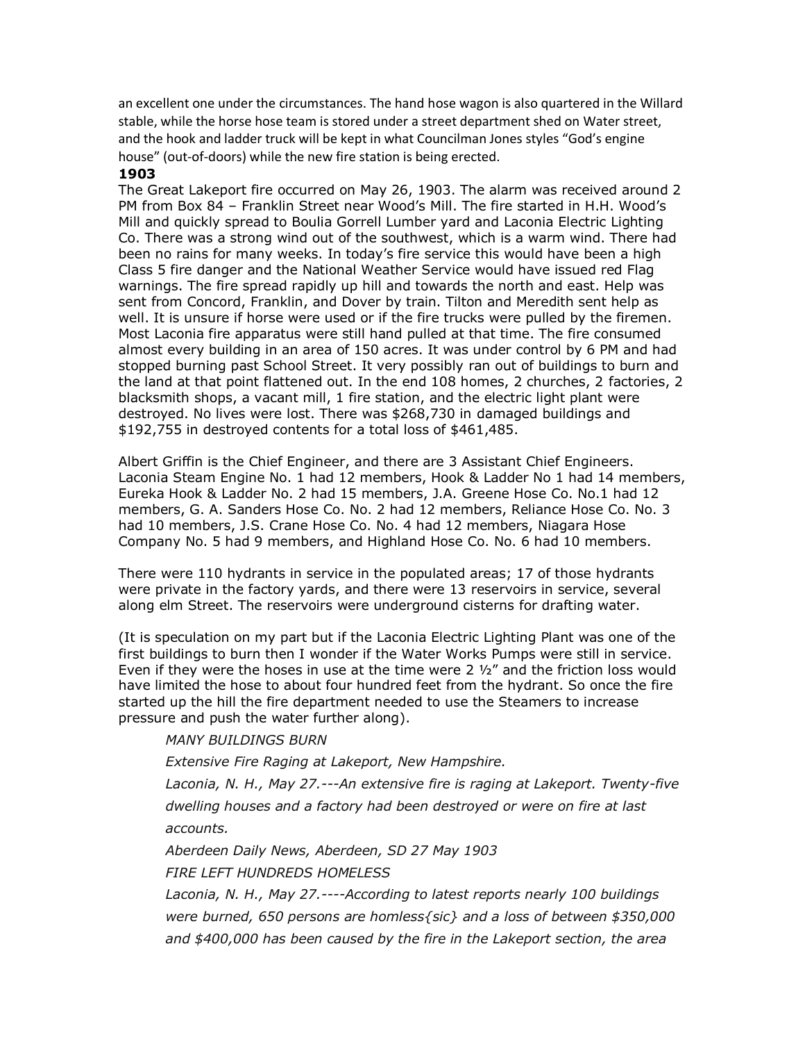an excellent one under the circumstances. The hand hose wagon is also quartered in the Willard stable, while the horse hose team is stored under a street department shed on Water street, and the hook and ladder truck will be kept in what Councilman Jones styles "God's engine house" (out-of-doors) while the new fire station is being erected.

**1903**

The Great Lakeport fire occurred on May 26, 1903. The alarm was received around 2 PM from Box 84 – Franklin Street near Wood's Mill. The fire started in H.H. Wood's Mill and quickly spread to Boulia Gorrell Lumber yard and Laconia Electric Lighting Co. There was a strong wind out of the southwest, which is a warm wind. There had been no rains for many weeks. In today's fire service this would have been a high Class 5 fire danger and the National Weather Service would have issued red Flag warnings. The fire spread rapidly up hill and towards the north and east. Help was sent from Concord, Franklin, and Dover by train. Tilton and Meredith sent help as well. It is unsure if horse were used or if the fire trucks were pulled by the firemen. Most Laconia fire apparatus were still hand pulled at that time. The fire consumed almost every building in an area of 150 acres. It was under control by 6 PM and had stopped burning past School Street. It very possibly ran out of buildings to burn and the land at that point flattened out. In the end 108 homes, 2 churches, 2 factories, 2 blacksmith shops, a vacant mill, 1 fire station, and the electric light plant were destroyed. No lives were lost. There was $268,730 in damaged buildings and $192,755 in destroyed contents for a total loss of $461,485.

Albert Griffin is the Chief Engineer, and there are 3 Assistant Chief Engineers. Laconia Steam Engine No. 1 had 12 members, Hook & Ladder No 1 had 14 members, Eureka Hook & Ladder No. 2 had 15 members, J.A. Greene Hose Co. No.1 had 12 members, G. A. Sanders Hose Co. No. 2 had 12 members, Reliance Hose Co. No. 3 had 10 members, J.S. Crane Hose Co. No. 4 had 12 members, Niagara Hose Company No. 5 had 9 members, and Highland Hose Co. No. 6 had 10 members.

There were 110 hydrants in service in the populated areas; 17 of those hydrants were private in the factory yards, and there were 13 reservoirs in service, several along elm Street. The reservoirs were underground cisterns for drafting water.

(It is speculation on my part but if the Laconia Electric Lighting Plant was one of the first buildings to burn then I wonder if the Water Works Pumps were still in service. Even if they were the hoses in use at the time were 2 ½" and the friction loss would have limited the hose to about four hundred feet from the hydrant. So once the fire started up the hill the fire department needed to use the Steamers to increase pressure and push the water further along).

> *MANY BUILDINGS BURN*
>
> *Extensive Fire Raging at Lakeport, New Hampshire.*
>
> *Laconia, N. H., May 27.---An extensive fire is raging at Lakeport. Twenty-five dwelling houses and a factory had been destroyed or were on fire at last accounts.*
>
> *Aberdeen Daily News, Aberdeen, SD 27 May 1903*
>
> *FIRE LEFT HUNDREDS HOMELESS*
>
> *Laconia, N. H., May 27.----According to latest reports nearly 100 buildings were burned, 650 persons are homless{sic} and a loss of between $350,000 and $400,000 has been caused by the fire in the Lakeport section, the area*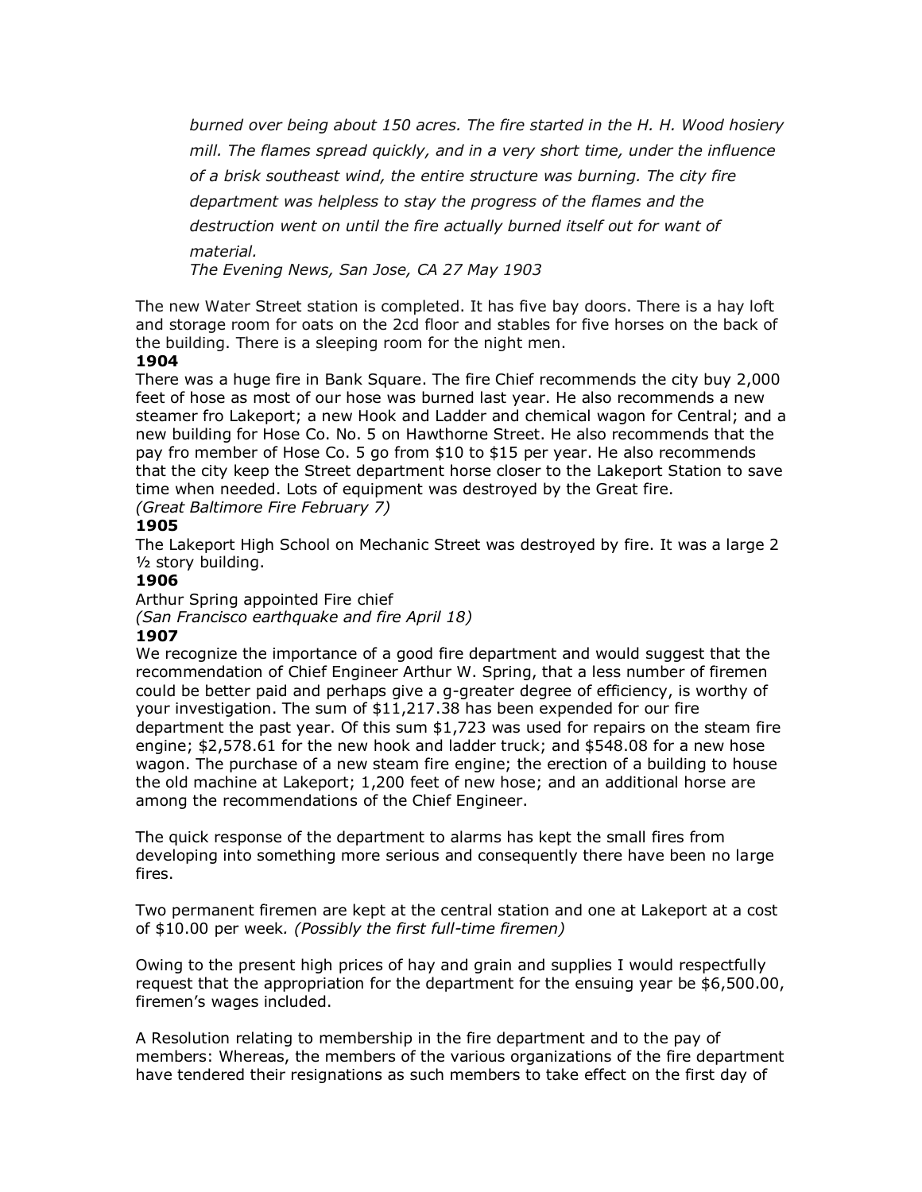*burned over being about 150 acres. The fire started in the H. H. Wood hosiery mill. The flames spread quickly, and in a very short time, under the influence of a brisk southeast wind, the entire structure was burning. The city fire department was helpless to stay the progress of the flames and the destruction went on until the fire actually burned itself out for want of material.*
*The Evening News, San Jose, CA 27 May 1903*

The new Water Street station is completed. It has five bay doors. There is a hay loft and storage room for oats on the 2cd floor and stables for five horses on the back of the building. There is a sleeping room for the night men.

**1904**

There was a huge fire in Bank Square. The fire Chief recommends the city buy 2,000 feet of hose as most of our hose was burned last year. He also recommends a new steamer fro Lakeport; a new Hook and Ladder and chemical wagon for Central; and a new building for Hose Co. No. 5 on Hawthorne Street. He also recommends that the pay fro member of Hose Co. 5 go from $10 to $15 per year. He also recommends that the city keep the Street department horse closer to the Lakeport Station to save time when needed. Lots of equipment was destroyed by the Great fire.
*(Great Baltimore Fire February 7)*

**1905**

The Lakeport High School on Mechanic Street was destroyed by fire. It was a large 2 ½ story building.

**1906**

Arthur Spring appointed Fire chief
*(San Francisco earthquake and fire April 18)*

**1907**

We recognize the importance of a good fire department and would suggest that the recommendation of Chief Engineer Arthur W. Spring, that a less number of firemen could be better paid and perhaps give a g-greater degree of efficiency, is worthy of your investigation. The sum of $11,217.38 has been expended for our fire department the past year. Of this sum $1,723 was used for repairs on the steam fire engine; $2,578.61 for the new hook and ladder truck; and $548.08 for a new hose wagon. The purchase of a new steam fire engine; the erection of a building to house the old machine at Lakeport; 1,200 feet of new hose; and an additional horse are among the recommendations of the Chief Engineer.

The quick response of the department to alarms has kept the small fires from developing into something more serious and consequently there have been no large fires.

Two permanent firemen are kept at the central station and one at Lakeport at a cost of $10.00 per week. *(Possibly the first full-time firemen)*

Owing to the present high prices of hay and grain and supplies I would respectfully request that the appropriation for the department for the ensuing year be $6,500.00, firemen's wages included.

A Resolution relating to membership in the fire department and to the pay of members: Whereas, the members of the various organizations of the fire department have tendered their resignations as such members to take effect on the first day of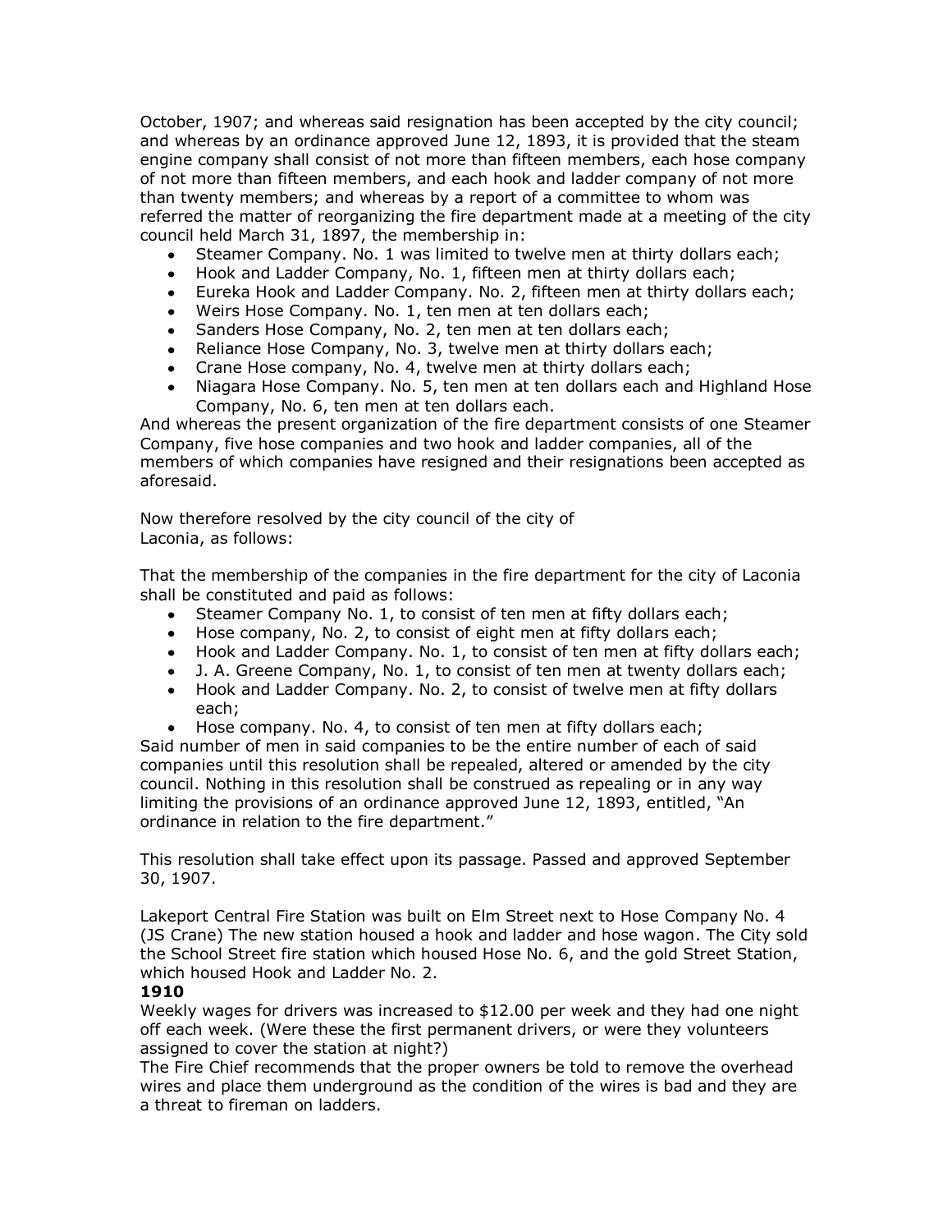October, 1907; and whereas said resignation has been accepted by the city council; and whereas by an ordinance approved June 12, 1893, it is provided that the steam engine company shall consist of not more than fifteen members, each hose company of not more than fifteen members, and each hook and ladder company of not more than twenty members; and whereas by a report of a committee to whom was referred the matter of reorganizing the fire department made at a meeting of the city council held March 31, 1897, the membership in:

- Steamer Company. No. 1 was limited to twelve men at thirty dollars each;
- Hook and Ladder Company, No. 1, fifteen men at thirty dollars each;
- Eureka Hook and Ladder Company. No. 2, fifteen men at thirty dollars each;
- Weirs Hose Company. No. 1, ten men at ten dollars each;
- Sanders Hose Company, No. 2, ten men at ten dollars each;
- Reliance Hose Company, No. 3, twelve men at thirty dollars each;
- Crane Hose company, No. 4, twelve men at thirty dollars each;
- Niagara Hose Company. No. 5, ten men at ten dollars each and Highland Hose Company, No. 6, ten men at ten dollars each.

And whereas the present organization of the fire department consists of one Steamer Company, five hose companies and two hook and ladder companies, all of the members of which companies have resigned and their resignations been accepted as aforesaid.

Now therefore resolved by the city council of the city of Laconia, as follows:

That the membership of the companies in the fire department for the city of Laconia shall be constituted and paid as follows:

- Steamer Company No. 1, to consist of ten men at fifty dollars each;
- Hose company, No. 2, to consist of eight men at fifty dollars each;
- Hook and Ladder Company. No. 1, to consist of ten men at fifty dollars each;
- J. A. Greene Company, No. 1, to consist of ten men at twenty dollars each;
- Hook and Ladder Company. No. 2, to consist of twelve men at fifty dollars each;
- Hose company. No. 4, to consist of ten men at fifty dollars each;

Said number of men in said companies to be the entire number of each of said companies until this resolution shall be repealed, altered or amended by the city council. Nothing in this resolution shall be construed as repealing or in any way limiting the provisions of an ordinance approved June 12, 1893, entitled, "An ordinance in relation to the fire department."

This resolution shall take effect upon its passage. Passed and approved September 30, 1907.

Lakeport Central Fire Station was built on Elm Street next to Hose Company No. 4 (JS Crane) The new station housed a hook and ladder and hose wagon. The City sold the School Street fire station which housed Hose No. 6, and the gold Street Station, which housed Hook and Ladder No. 2.

**1910**

Weekly wages for drivers was increased to $12.00 per week and they had one night off each week. (Were these the first permanent drivers, or were they volunteers assigned to cover the station at night?)

The Fire Chief recommends that the proper owners be told to remove the overhead wires and place them underground as the condition of the wires is bad and they are a threat to fireman on ladders.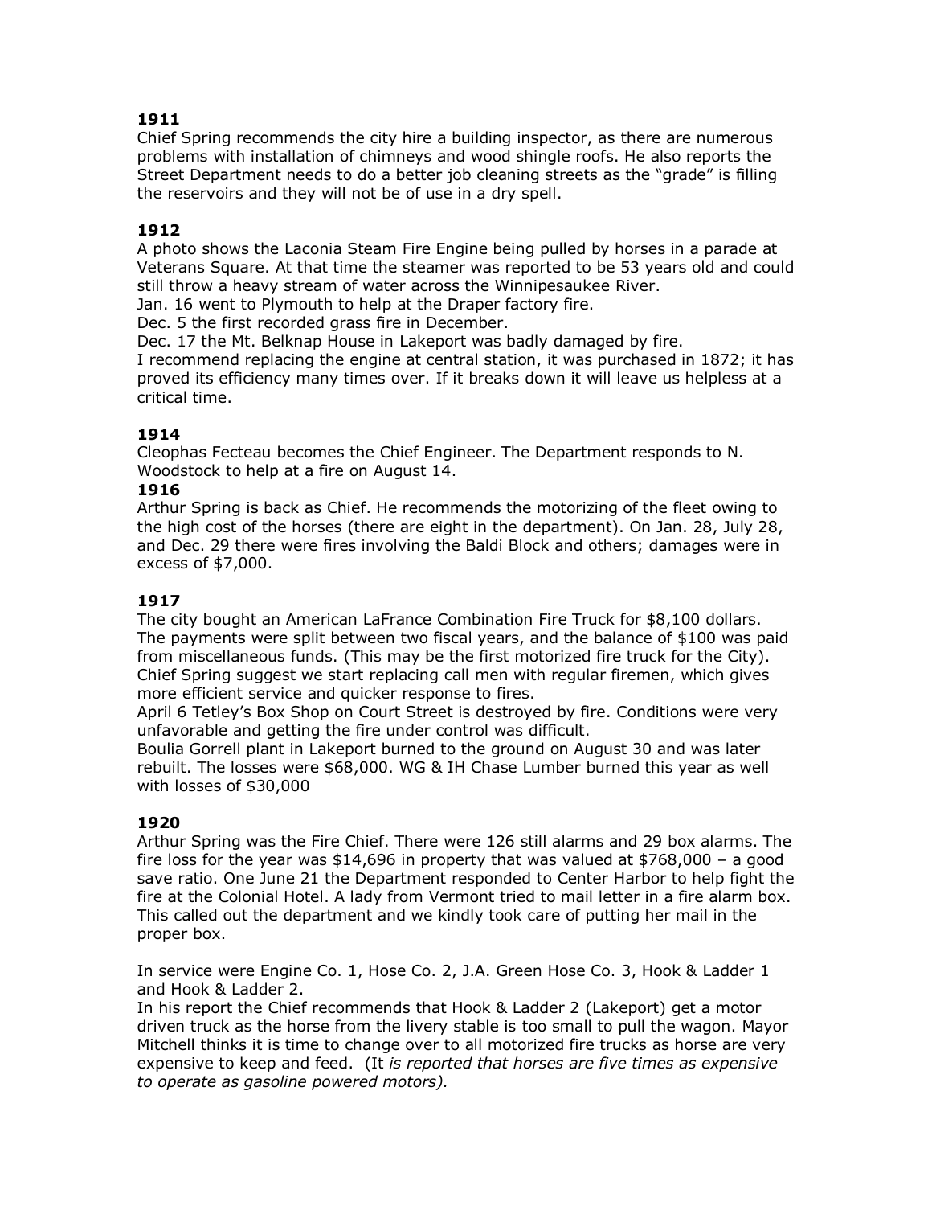**1911**

Chief Spring recommends the city hire a building inspector, as there are numerous problems with installation of chimneys and wood shingle roofs. He also reports the Street Department needs to do a better job cleaning streets as the "grade" is filling the reservoirs and they will not be of use in a dry spell.

**1912**

A photo shows the Laconia Steam Fire Engine being pulled by horses in a parade at Veterans Square. At that time the steamer was reported to be 53 years old and could still throw a heavy stream of water across the Winnipesaukee River.

Jan. 16 went to Plymouth to help at the Draper factory fire.

Dec. 5 the first recorded grass fire in December.

Dec. 17 the Mt. Belknap House in Lakeport was badly damaged by fire.

I recommend replacing the engine at central station, it was purchased in 1872; it has proved its efficiency many times over. If it breaks down it will leave us helpless at a critical time.

**1914**

Cleophas Fecteau becomes the Chief Engineer. The Department responds to N. Woodstock to help at a fire on August 14.

**1916**

Arthur Spring is back as Chief. He recommends the motorizing of the fleet owing to the high cost of the horses (there are eight in the department). On Jan. 28, July 28, and Dec. 29 there were fires involving the Baldi Block and others; damages were in excess of $7,000.

**1917**

The city bought an American LaFrance Combination Fire Truck for $8,100 dollars. The payments were split between two fiscal years, and the balance of $100 was paid from miscellaneous funds. (This may be the first motorized fire truck for the City). Chief Spring suggest we start replacing call men with regular firemen, which gives more efficient service and quicker response to fires.

April 6 Tetley's Box Shop on Court Street is destroyed by fire. Conditions were very unfavorable and getting the fire under control was difficult.

Boulia Gorrell plant in Lakeport burned to the ground on August 30 and was later rebuilt. The losses were $68,000. WG & IH Chase Lumber burned this year as well with losses of $30,000

**1920**

Arthur Spring was the Fire Chief. There were 126 still alarms and 29 box alarms. The fire loss for the year was $14,696 in property that was valued at $768,000 – a good save ratio. One June 21 the Department responded to Center Harbor to help fight the fire at the Colonial Hotel. A lady from Vermont tried to mail letter in a fire alarm box. This called out the department and we kindly took care of putting her mail in the proper box.

In service were Engine Co. 1, Hose Co. 2, J.A. Green Hose Co. 3, Hook & Ladder 1 and Hook & Ladder 2.

In his report the Chief recommends that Hook & Ladder 2 (Lakeport) get a motor driven truck as the horse from the livery stable is too small to pull the wagon. Mayor Mitchell thinks it is time to change over to all motorized fire trucks as horse are very expensive to keep and feed. (It *is reported that horses are five times as expensive to operate as gasoline powered motors).*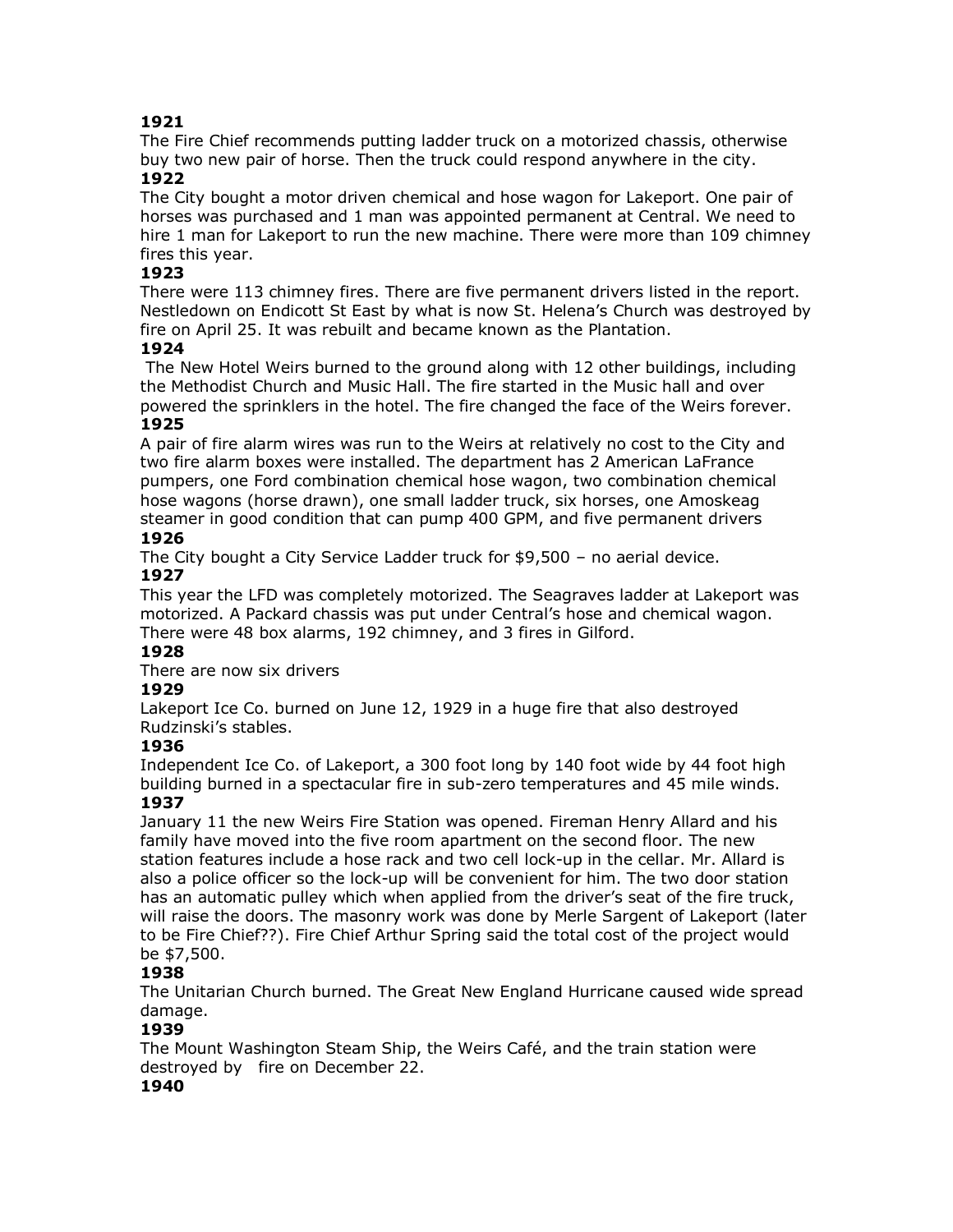**1921**
The Fire Chief recommends putting ladder truck on a motorized chassis, otherwise buy two new pair of horse. Then the truck could respond anywhere in the city.
**1922**
The City bought a motor driven chemical and hose wagon for Lakeport. One pair of horses was purchased and 1 man was appointed permanent at Central. We need to hire 1 man for Lakeport to run the new machine. There were more than 109 chimney fires this year.
**1923**
There were 113 chimney fires. There are five permanent drivers listed in the report. Nestledown on Endicott St East by what is now St. Helena's Church was destroyed by fire on April 25. It was rebuilt and became known as the Plantation.
**1924**
The New Hotel Weirs burned to the ground along with 12 other buildings, including the Methodist Church and Music Hall. The fire started in the Music hall and over powered the sprinklers in the hotel. The fire changed the face of the Weirs forever.
**1925**
A pair of fire alarm wires was run to the Weirs at relatively no cost to the City and two fire alarm boxes were installed. The department has 2 American LaFrance pumpers, one Ford combination chemical hose wagon, two combination chemical hose wagons (horse drawn), one small ladder truck, six horses, one Amoskeag steamer in good condition that can pump 400 GPM, and five permanent drivers
**1926**
The City bought a City Service Ladder truck for $9,500 – no aerial device.
**1927**
This year the LFD was completely motorized. The Seagraves ladder at Lakeport was motorized. A Packard chassis was put under Central's hose and chemical wagon. There were 48 box alarms, 192 chimney, and 3 fires in Gilford.
**1928**
There are now six drivers
**1929**
Lakeport Ice Co. burned on June 12, 1929 in a huge fire that also destroyed Rudzinski's stables.
**1936**
Independent Ice Co. of Lakeport, a 300 foot long by 140 foot wide by 44 foot high building burned in a spectacular fire in sub-zero temperatures and 45 mile winds.
**1937**
January 11 the new Weirs Fire Station was opened. Fireman Henry Allard and his family have moved into the five room apartment on the second floor. The new station features include a hose rack and two cell lock-up in the cellar. Mr. Allard is also a police officer so the lock-up will be convenient for him. The two door station has an automatic pulley which when applied from the driver's seat of the fire truck, will raise the doors. The masonry work was done by Merle Sargent of Lakeport (later to be Fire Chief??). Fire Chief Arthur Spring said the total cost of the project would be $7,500.
**1938**
The Unitarian Church burned. The Great New England Hurricane caused wide spread damage.
**1939**
The Mount Washington Steam Ship, the Weirs Café, and the train station were destroyed by fire on December 22.
**1940**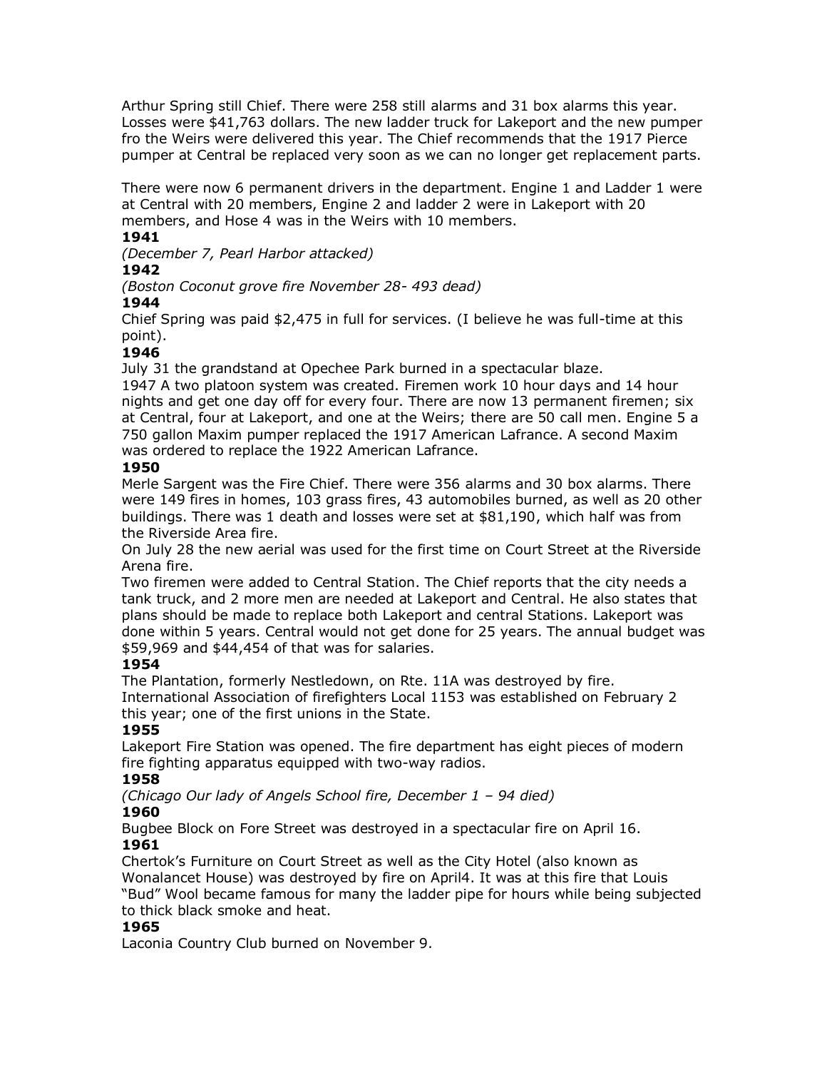Arthur Spring still Chief. There were 258 still alarms and 31 box alarms this year. Losses were $41,763 dollars. The new ladder truck for Lakeport and the new pumper fro the Weirs were delivered this year. The Chief recommends that the 1917 Pierce pumper at Central be replaced very soon as we can no longer get replacement parts.

There were now 6 permanent drivers in the department. Engine 1 and Ladder 1 were at Central with 20 members, Engine 2 and ladder 2 were in Lakeport with 20 members, and Hose 4 was in the Weirs with 10 members.

**1941**

*(December 7, Pearl Harbor attacked)*

**1942**

*(Boston Coconut grove fire November 28- 493 dead)*

**1944**

Chief Spring was paid $2,475 in full for services. (I believe he was full-time at this point).

**1946**

July 31 the grandstand at Opechee Park burned in a spectacular blaze.

1947 A two platoon system was created. Firemen work 10 hour days and 14 hour nights and get one day off for every four. There are now 13 permanent firemen; six at Central, four at Lakeport, and one at the Weirs; there are 50 call men. Engine 5 a 750 gallon Maxim pumper replaced the 1917 American Lafrance. A second Maxim was ordered to replace the 1922 American Lafrance.

**1950**

Merle Sargent was the Fire Chief. There were 356 alarms and 30 box alarms. There were 149 fires in homes, 103 grass fires, 43 automobiles burned, as well as 20 other buildings. There was 1 death and losses were set at $81,190, which half was from the Riverside Area fire.

On July 28 the new aerial was used for the first time on Court Street at the Riverside Arena fire.

Two firemen were added to Central Station. The Chief reports that the city needs a tank truck, and 2 more men are needed at Lakeport and Central. He also states that plans should be made to replace both Lakeport and central Stations. Lakeport was done within 5 years. Central would not get done for 25 years. The annual budget was $59,969 and $44,454 of that was for salaries.

**1954**

The Plantation, formerly Nestledown, on Rte. 11A was destroyed by fire.

International Association of firefighters Local 1153 was established on February 2 this year; one of the first unions in the State.

**1955**

Lakeport Fire Station was opened. The fire department has eight pieces of modern fire fighting apparatus equipped with two-way radios.

**1958**

*(Chicago Our lady of Angels School fire, December 1 – 94 died)*

**1960**

Bugbee Block on Fore Street was destroyed in a spectacular fire on April 16.

**1961**

Chertok's Furniture on Court Street as well as the City Hotel (also known as Wonalancet House) was destroyed by fire on April4. It was at this fire that Louis "Bud" Wool became famous for many the ladder pipe for hours while being subjected to thick black smoke and heat.

**1965**

Laconia Country Club burned on November 9.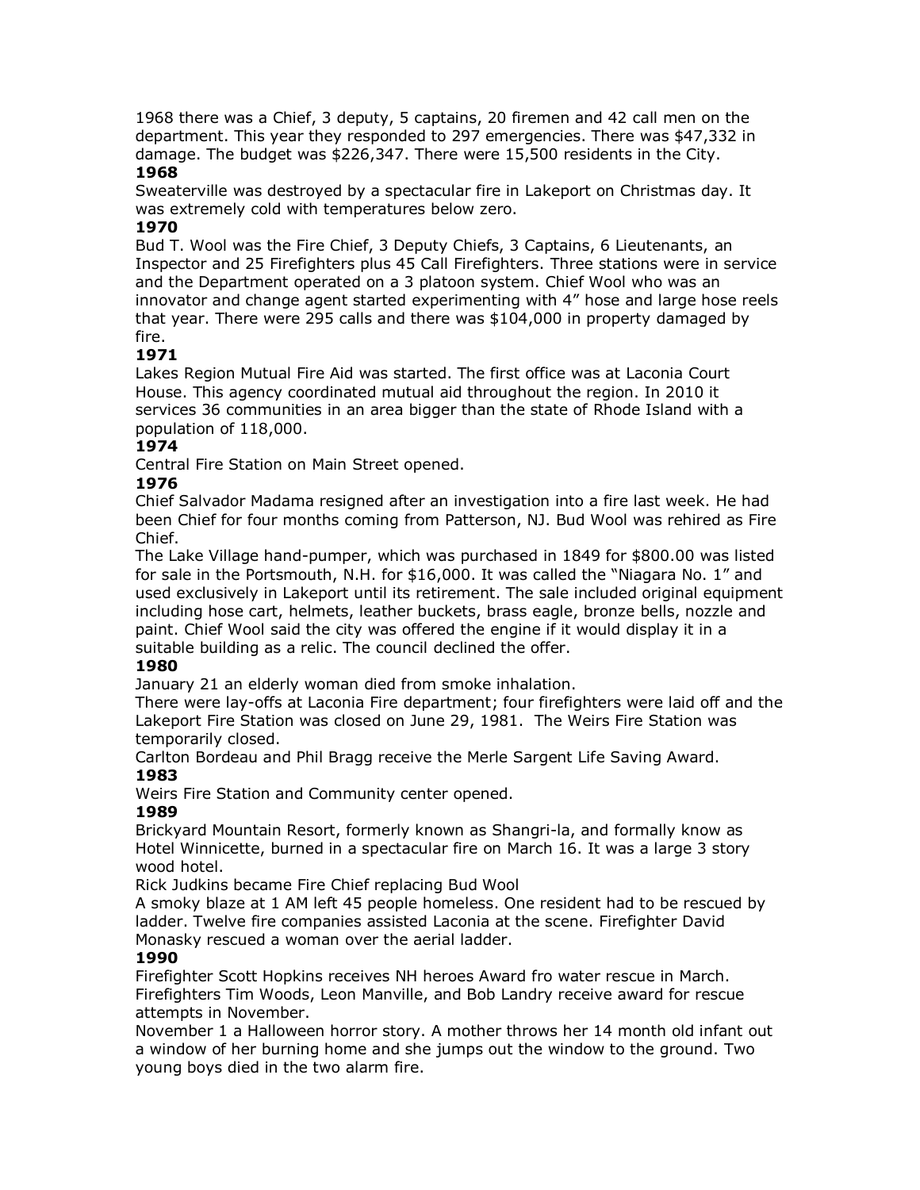1968 there was a Chief, 3 deputy, 5 captains, 20 firemen and 42 call men on the department. This year they responded to 297 emergencies. There was $47,332 in damage. The budget was $226,347. There were 15,500 residents in the City.

**1968**

Sweaterville was destroyed by a spectacular fire in Lakeport on Christmas day. It was extremely cold with temperatures below zero.

**1970**

Bud T. Wool was the Fire Chief, 3 Deputy Chiefs, 3 Captains, 6 Lieutenants, an Inspector and 25 Firefighters plus 45 Call Firefighters. Three stations were in service and the Department operated on a 3 platoon system. Chief Wool who was an innovator and change agent started experimenting with 4" hose and large hose reels that year. There were 295 calls and there was $104,000 in property damaged by fire.

**1971**

Lakes Region Mutual Fire Aid was started. The first office was at Laconia Court House. This agency coordinated mutual aid throughout the region. In 2010 it services 36 communities in an area bigger than the state of Rhode Island with a population of 118,000.

**1974**

Central Fire Station on Main Street opened.

**1976**

Chief Salvador Madama resigned after an investigation into a fire last week. He had been Chief for four months coming from Patterson, NJ. Bud Wool was rehired as Fire Chief.

The Lake Village hand-pumper, which was purchased in 1849 for $800.00 was listed for sale in the Portsmouth, N.H. for $16,000. It was called the "Niagara No. 1" and used exclusively in Lakeport until its retirement. The sale included original equipment including hose cart, helmets, leather buckets, brass eagle, bronze bells, nozzle and paint. Chief Wool said the city was offered the engine if it would display it in a suitable building as a relic. The council declined the offer.

**1980**

January 21 an elderly woman died from smoke inhalation.

There were lay-offs at Laconia Fire department; four firefighters were laid off and the Lakeport Fire Station was closed on June 29, 1981. The Weirs Fire Station was temporarily closed.

Carlton Bordeau and Phil Bragg receive the Merle Sargent Life Saving Award.

**1983**

Weirs Fire Station and Community center opened.

**1989**

Brickyard Mountain Resort, formerly known as Shangri-la, and formally know as Hotel Winnicette, burned in a spectacular fire on March 16. It was a large 3 story wood hotel.

Rick Judkins became Fire Chief replacing Bud Wool

A smoky blaze at 1 AM left 45 people homeless. One resident had to be rescued by ladder. Twelve fire companies assisted Laconia at the scene. Firefighter David Monasky rescued a woman over the aerial ladder.

**1990**

Firefighter Scott Hopkins receives NH heroes Award fro water rescue in March.

Firefighters Tim Woods, Leon Manville, and Bob Landry receive award for rescue attempts in November.

November 1 a Halloween horror story. A mother throws her 14 month old infant out a window of her burning home and she jumps out the window to the ground. Two young boys died in the two alarm fire.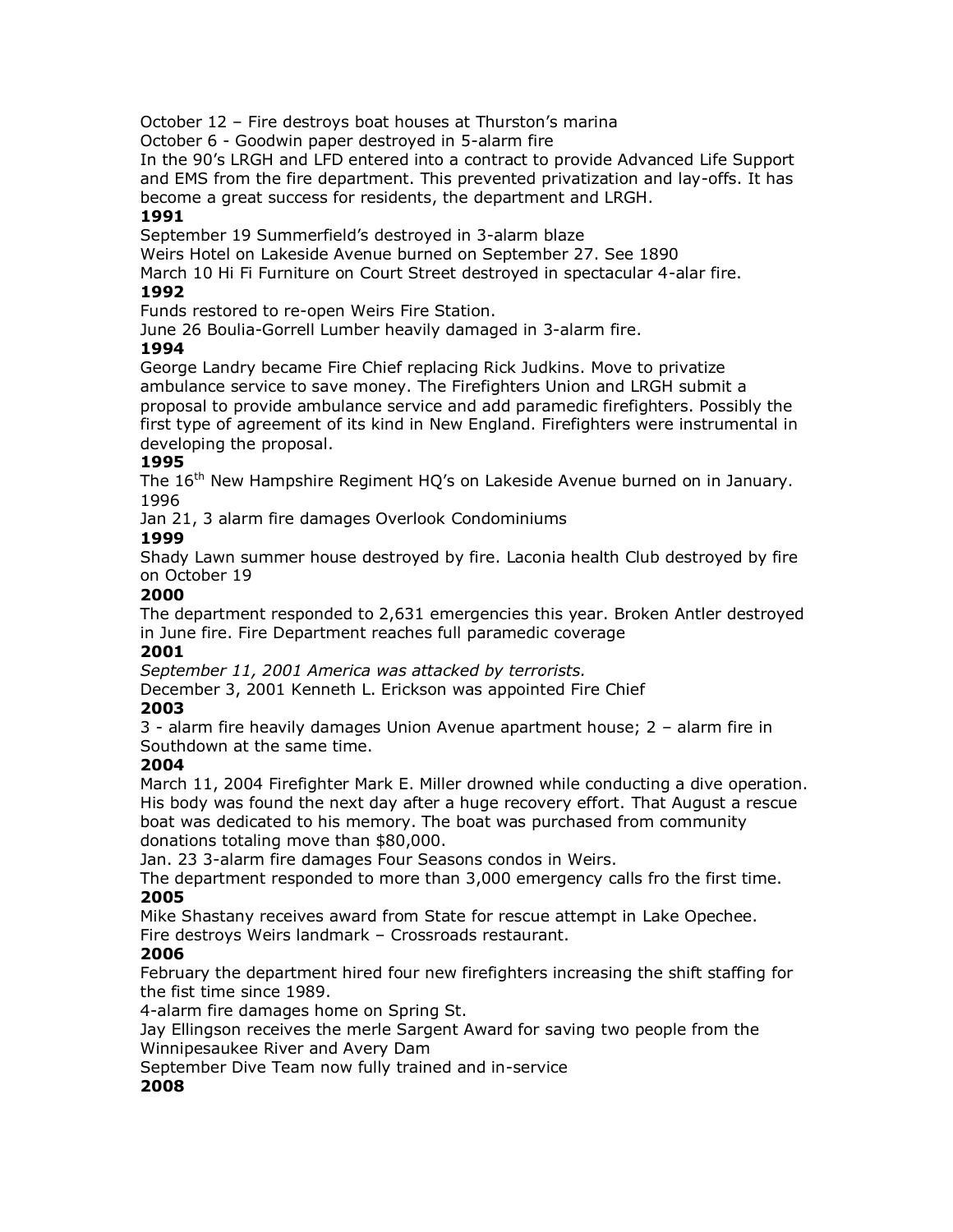October 12 – Fire destroys boat houses at Thurston's marina

October 6 - Goodwin paper destroyed in 5-alarm fire

In the 90's LRGH and LFD entered into a contract to provide Advanced Life Support and EMS from the fire department. This prevented privatization and lay-offs. It has become a great success for residents, the department and LRGH.

**1991**

September 19 Summerfield's destroyed in 3-alarm blaze

Weirs Hotel on Lakeside Avenue burned on September 27. See 1890

March 10 Hi Fi Furniture on Court Street destroyed in spectacular 4-alar fire.

**1992**

Funds restored to re-open Weirs Fire Station.

June 26 Boulia-Gorrell Lumber heavily damaged in 3-alarm fire.

**1994**

George Landry became Fire Chief replacing Rick Judkins. Move to privatize ambulance service to save money. The Firefighters Union and LRGH submit a proposal to provide ambulance service and add paramedic firefighters. Possibly the first type of agreement of its kind in New England. Firefighters were instrumental in developing the proposal.

**1995**

The 16th New Hampshire Regiment HQ's on Lakeside Avenue burned on in January.

1996

Jan 21, 3 alarm fire damages Overlook Condominiums

**1999**

Shady Lawn summer house destroyed by fire. Laconia health Club destroyed by fire on October 19

**2000**

The department responded to 2,631 emergencies this year. Broken Antler destroyed in June fire. Fire Department reaches full paramedic coverage

**2001**

*September 11, 2001 America was attacked by terrorists.*

December 3, 2001 Kenneth L. Erickson was appointed Fire Chief

**2003**

3 - alarm fire heavily damages Union Avenue apartment house; 2 – alarm fire in Southdown at the same time.

**2004**

March 11, 2004 Firefighter Mark E. Miller drowned while conducting a dive operation. His body was found the next day after a huge recovery effort. That August a rescue boat was dedicated to his memory. The boat was purchased from community donations totaling move than $80,000.

Jan. 23 3-alarm fire damages Four Seasons condos in Weirs.

The department responded to more than 3,000 emergency calls fro the first time.

**2005**

Mike Shastany receives award from State for rescue attempt in Lake Opechee.

Fire destroys Weirs landmark – Crossroads restaurant.

**2006**

February the department hired four new firefighters increasing the shift staffing for the fist time since 1989.

4-alarm fire damages home on Spring St.

Jay Ellingson receives the merle Sargent Award for saving two people from the Winnipesaukee River and Avery Dam

September Dive Team now fully trained and in-service

**2008**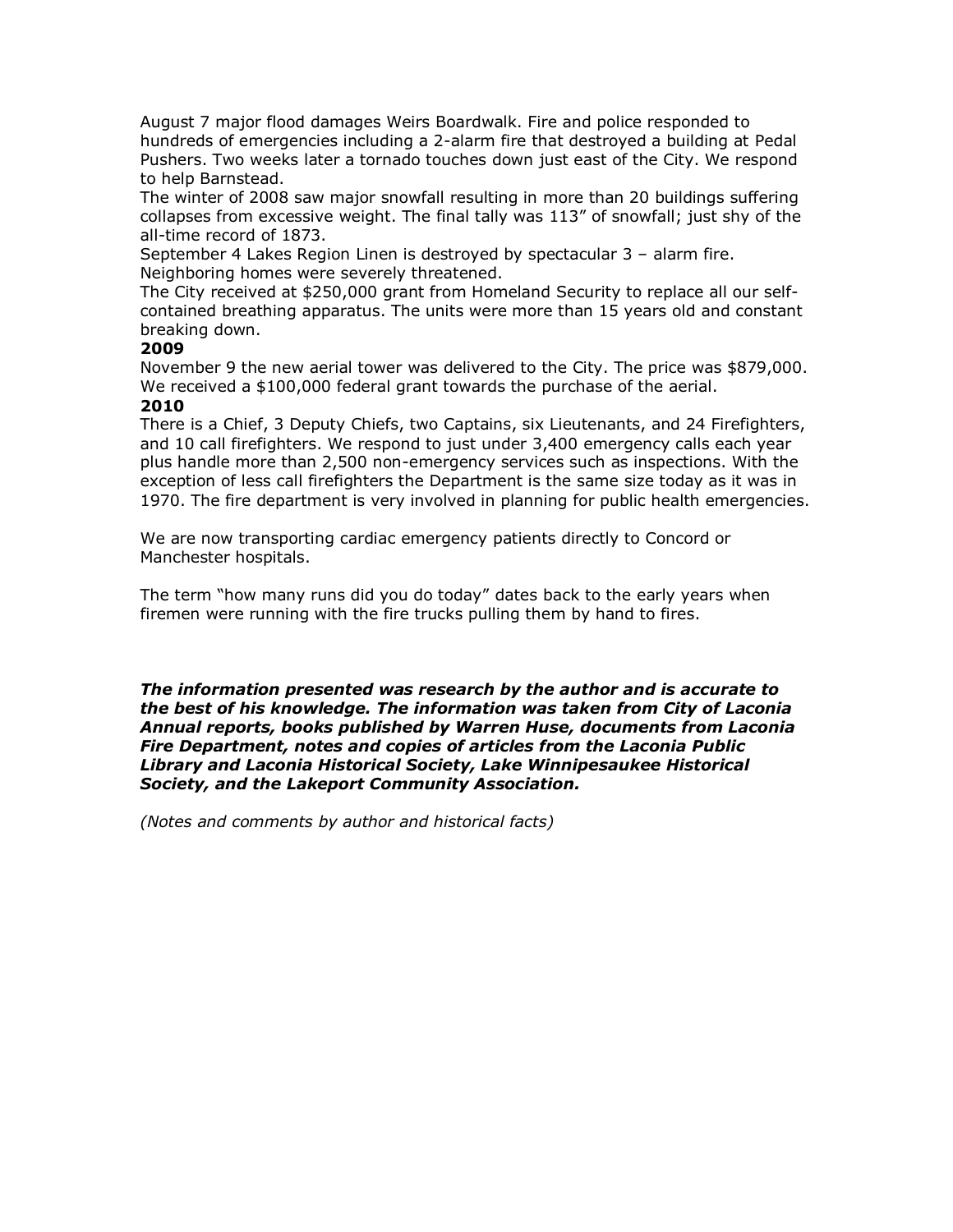August 7 major flood damages Weirs Boardwalk. Fire and police responded to hundreds of emergencies including a 2-alarm fire that destroyed a building at Pedal Pushers. Two weeks later a tornado touches down just east of the City. We respond to help Barnstead.

The winter of 2008 saw major snowfall resulting in more than 20 buildings suffering collapses from excessive weight. The final tally was 113" of snowfall; just shy of the all-time record of 1873.

September 4 Lakes Region Linen is destroyed by spectacular 3 – alarm fire. Neighboring homes were severely threatened.

The City received at $250,000 grant from Homeland Security to replace all our self-contained breathing apparatus. The units were more than 15 years old and constant breaking down.

**2009**

November 9 the new aerial tower was delivered to the City. The price was $879,000. We received a $100,000 federal grant towards the purchase of the aerial.

**2010**

There is a Chief, 3 Deputy Chiefs, two Captains, six Lieutenants, and 24 Firefighters, and 10 call firefighters. We respond to just under 3,400 emergency calls each year plus handle more than 2,500 non-emergency services such as inspections. With the exception of less call firefighters the Department is the same size today as it was in 1970. The fire department is very involved in planning for public health emergencies.

We are now transporting cardiac emergency patients directly to Concord or Manchester hospitals.

The term "how many runs did you do today" dates back to the early years when firemen were running with the fire trucks pulling them by hand to fires.

***The information presented was research by the author and is accurate to the best of his knowledge. The information was taken from City of Laconia Annual reports, books published by Warren Huse, documents from Laconia Fire Department, notes and copies of articles from the Laconia Public Library and Laconia Historical Society, Lake Winnipesaukee Historical Society, and the Lakeport Community Association.***

*(Notes and comments by author and historical facts)*